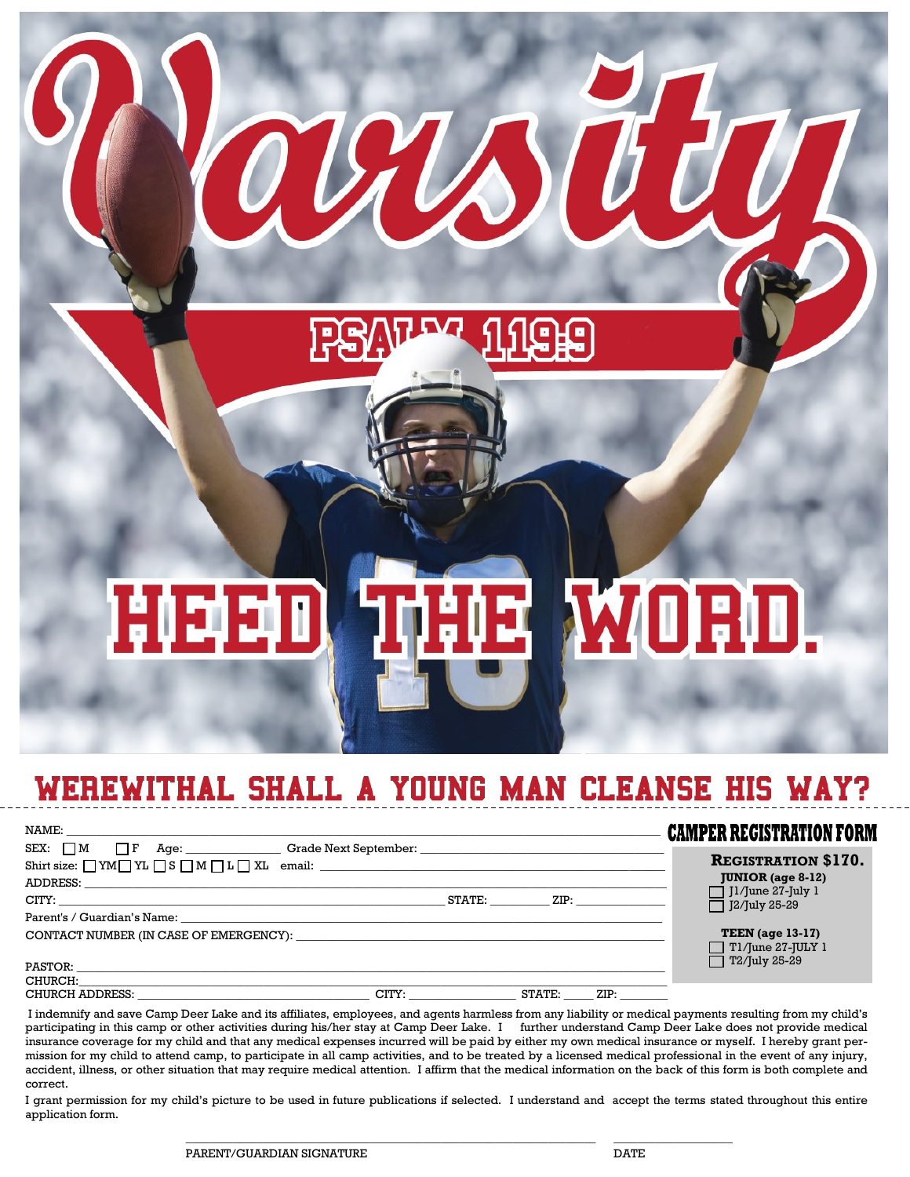# Varsity

## PSALM 119:9

# HEED THE WORD.

## WEREWITHAL SHALL A YOUNG MAN CLEANSE HIS WAY?

---

## CAMPER REGISTRATION FORM

NAME: ______________________________

SEX: ☐ M ☐ F Age: ____________ Grade Next September: ____________________

Shirt size: ☐ YM ☐ YL ☐ S ☐ M ☐ L ☐ XL email: ____________________

ADDRESS: ______________________________

CITY: ____________________ STATE: ________ ZIP: ____________

Parent's / Guardian's Name: ______________________________

CONTACT NUMBER (IN CASE OF EMERGENCY): ______________________________

PASTOR: ______________________________

CHURCH: ______________________________

CHURCH ADDRESS: ____________________ CITY: ____________ STATE: _____ ZIP: _______

**REGISTRATION $170.**

**JUNIOR (age 8-12)**
- ☐ J1/June 27-July 1
- ☐ J2/July 25-29

**TEEN (age 13-17)**
- ☐ T1/June 27-JULY 1
- ☐ T2/July 25-29

I indemnify and save Camp Deer Lake and its affiliates, employees, and agents harmless from any liability or medical payments resulting from my child's participating in this camp or other activities during his/her stay at Camp Deer Lake. I further understand Camp Deer Lake does not provide medical insurance coverage for my child and that any medical expenses incurred will be paid by either my own medical insurance or myself. I hereby grant permission for my child to attend camp, to participate in all camp activities, and to be treated by a licensed medical professional in the event of any injury, accident, illness, or other situation that may require medical attention. I affirm that the medical information on the back of this form is both complete and correct.

I grant permission for my child's picture to be used in future publications if selected. I understand and accept the terms stated throughout this entire application form.

______________________________ PARENT/GUARDIAN SIGNATURE

____________ DATE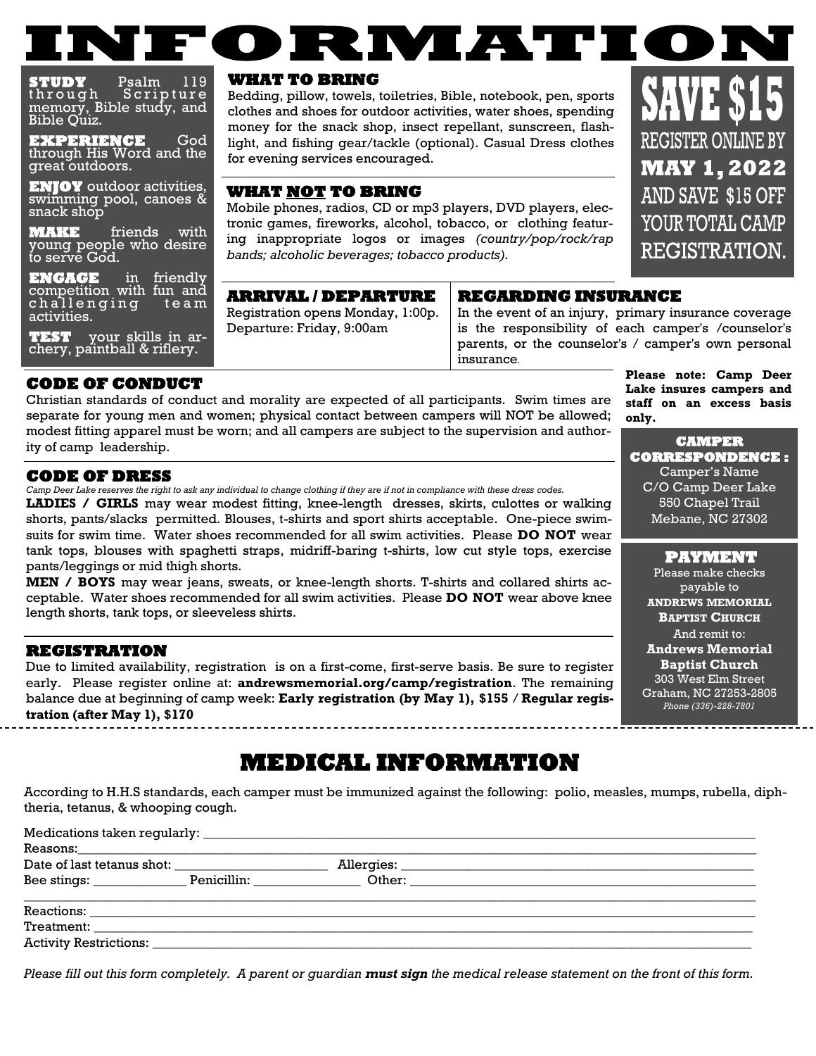# INFORMATION

**STUDY** Psalm 119 through Scripture memory, Bible study, and Bible Quiz.

**EXPERIENCE** God through His Word and the great outdoors.

**ENJOY** outdoor activities, swimming pool, canoes & snack shop

**MAKE** friends with young people who desire to serve God.

**ENGAGE** in friendly competition with fun and challenging team activities.

**TEST** your skills in archery, paintball & riflery.

### WHAT TO BRING

Bedding, pillow, towels, toiletries, Bible, notebook, pen, sports clothes and shoes for outdoor activities, water shoes, spending money for the snack shop, insect repellant, sunscreen, flashlight, and fishing gear/tackle (optional). Casual Dress clothes for evening services encouraged.

### WHAT NOT TO BRING

Mobile phones, radios, CD or mp3 players, DVD players, electronic games, fireworks, alcohol, tobacco, or clothing featuring inappropriate logos or images *(country/pop/rock/rap bands; alcoholic beverages; tobacco products).*

## SAVE $15

REGISTER ONLINE BY **MAY 1, 2022** AND SAVE $15 OFF YOUR TOTAL CAMP REGISTRATION.

### ARRIVAL / DEPARTURE

Registration opens Monday, 1:00p.
Departure: Friday, 9:00am

### REGARDING INSURANCE

In the event of an injury, primary insurance coverage is the responsibility of each camper's /counselor's parents, or the counselor's / camper's own personal insurance.

**Please note: Camp Deer Lake insures campers and staff on an excess basis only.**

### CODE OF CONDUCT

Christian standards of conduct and morality are expected of all participants. Swim times are separate for young men and women; physical contact between campers will NOT be allowed; modest fitting apparel must be worn; and all campers are subject to the supervision and authority of camp leadership.

### CODE OF DRESS

*Camp Deer Lake reserves the right to ask any individual to change clothing if they are if not in compliance with these dress codes.*

**LADIES / GIRLS** may wear modest fitting, knee-length dresses, skirts, culottes or walking shorts, pants/slacks permitted. Blouses, t-shirts and sport shirts acceptable. One-piece swimsuits for swim time. Water shoes recommended for all swim activities. Please **DO NOT** wear tank tops, blouses with spaghetti straps, midriff-baring t-shirts, low cut style tops, exercise pants/leggings or mid thigh shorts.

**MEN / BOYS** may wear jeans, sweats, or knee-length shorts. T-shirts and collared shirts acceptable. Water shoes recommended for all swim activities. Please **DO NOT** wear above knee length shorts, tank tops, or sleeveless shirts.

### REGISTRATION

Due to limited availability, registration is on a first-come, first-serve basis. Be sure to register early. Please register online at: **andrewsmemorial.org/camp/registration**. The remaining balance due at beginning of camp week: **Early registration (by May 1), $155 / Regular registration (after May 1), $170**

### CAMPER CORRESPONDENCE :

Camper's Name
C/O Camp Deer Lake
550 Chapel Trail
Mebane, NC 27302

### PAYMENT

Please make checks payable to
**ANDREWS MEMORIAL BAPTIST CHURCH**
And remit to:
**Andrews Memorial Baptist Church**
303 West Elm Street
Graham, NC 27253-2805
*Phone (336)-228-7801*

## MEDICAL INFORMATION

According to H.H.S standards, each camper must be immunized against the following: polio, measles, mumps, rubella, diphtheria, tetanus, & whooping cough.

Medications taken regularly: ____________________

Reasons: ____________________

Date of last tetanus shot: ____________ Allergies: ____________________

Bee stings: ________ Penicillin: ________ Other: ____________________

____________________

Reactions: ____________________

Treatment: ____________________

Activity Restrictions: ____________________

*Please fill out this form completely. A parent or guardian* ***must sign*** *the medical release statement on the front of this form.*